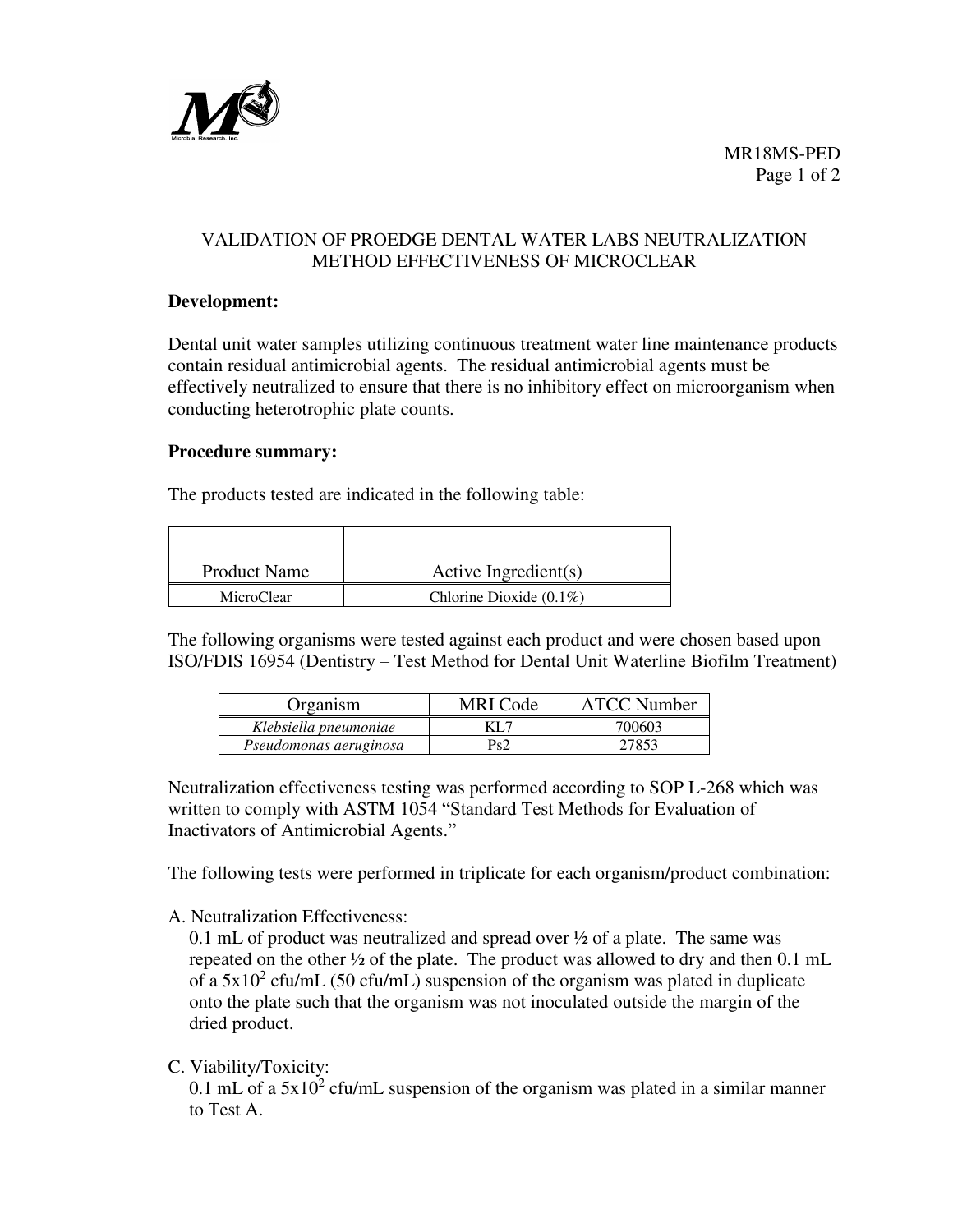MR18MS-PED

# VALIDATION OF PROEDGE DENTAL WATER LABS NEUTRALIZATION METHOD EFFECTIVENESS OF MICROCLEAR

**Development:**

Dental unit water samples utilizing continuous treatment water line maintenance products contain residual antimicrobial agents. The residual antimicrobial agents must be effectively neutralized to ensure that there is no inhibitory effect on microorganism when conducting heterotrophic plate counts.

**Procedure summary:**

The products tested are indicated in the following table:

| Product Name | Active Ingredient(s) |
|---|---|
| MicroClear | Chlorine Dioxide (0.1%) |

The following organisms were tested against each product and were chosen based upon ISO/FDIS 16954 (Dentistry – Test Method for Dental Unit Waterline Biofilm Treatment)

| Organism | MRI Code | ATCC Number |
|---|---|---|
| *Klebsiella pneumoniae* | KL7 | 700603 |
| *Pseudomonas aeruginosa* | Ps2 | 27853 |

Neutralization effectiveness testing was performed according to SOP L-268 which was written to comply with ASTM 1054 "Standard Test Methods for Evaluation of Inactivators of Antimicrobial Agents."

The following tests were performed in triplicate for each organism/product combination:

A. Neutralization Effectiveness:
0.1 mL of product was neutralized and spread over ½ of a plate. The same was repeated on the other ½ of the plate. The product was allowed to dry and then 0.1 mL of a $5x10^2$ cfu/mL (50 cfu/mL) suspension of the organism was plated in duplicate onto the plate such that the organism was not inoculated outside the margin of the dried product.

C. Viability/Toxicity:
0.1 mL of a $5x10^2$ cfu/mL suspension of the organism was plated in a similar manner to Test A.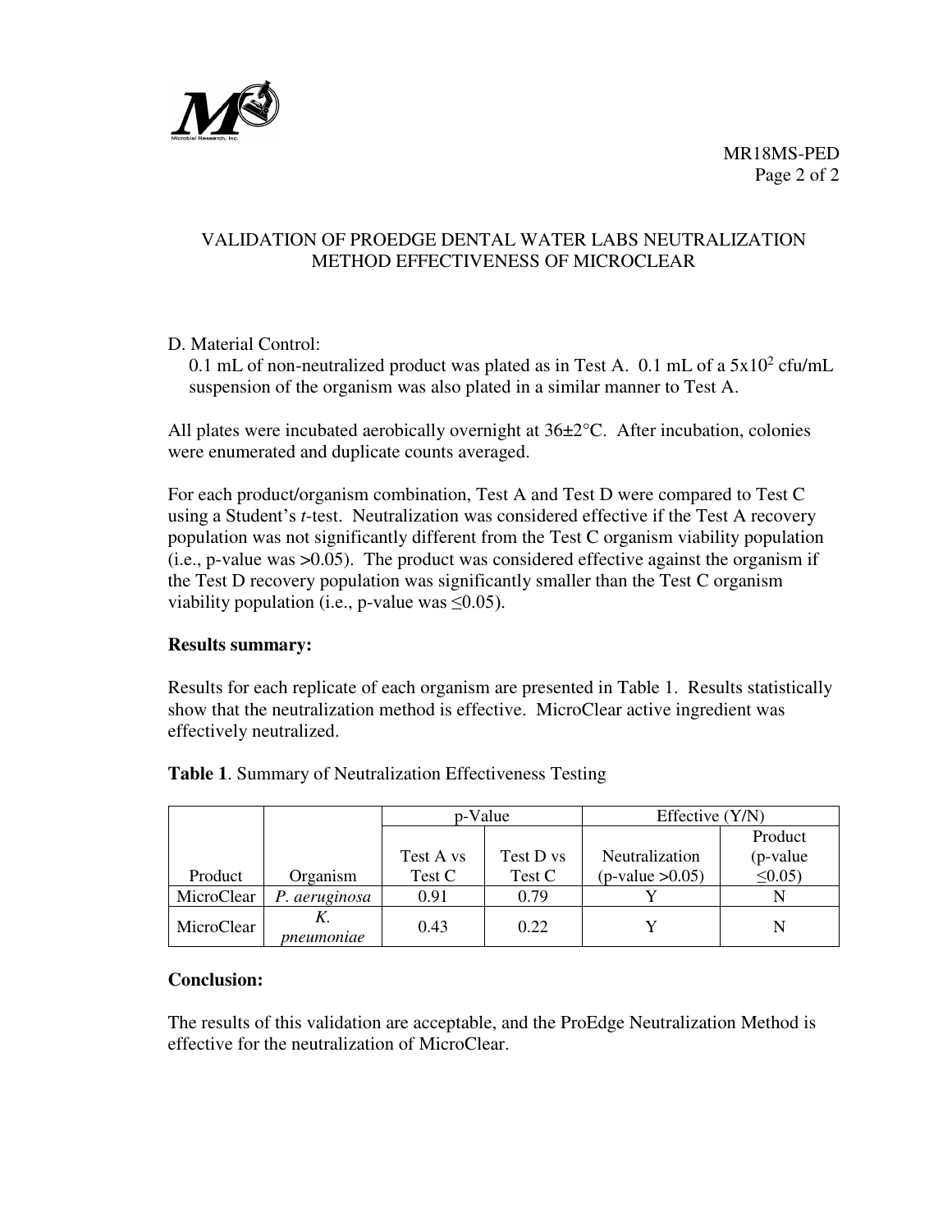VALIDATION OF PROEDGE DENTAL WATER LABS NEUTRALIZATION METHOD EFFECTIVENESS OF MICROCLEAR

D. Material Control:
0.1 mL of non-neutralized product was plated as in Test A. 0.1 mL of a $5 \times 10^2$ cfu/mL suspension of the organism was also plated in a similar manner to Test A.

All plates were incubated aerobically overnight at 36±2°C. After incubation, colonies were enumerated and duplicate counts averaged.

For each product/organism combination, Test A and Test D were compared to Test C using a Student's *t*-test. Neutralization was considered effective if the Test A recovery population was not significantly different from the Test C organism viability population (i.e., p-value was >0.05). The product was considered effective against the organism if the Test D recovery population was significantly smaller than the Test C organism viability population (i.e., p-value was ≤0.05).

**Results summary:**

Results for each replicate of each organism are presented in Table 1. Results statistically show that the neutralization method is effective. MicroClear active ingredient was effectively neutralized.

**Table 1**. Summary of Neutralization Effectiveness Testing

| | | p-Value | | Effective (Y/N) | |
|---|---|---|---|---|---|
| Product | Organism | Test A vs Test C | Test D vs Test C | Neutralization (p-value >0.05) | Product (p-value ≤0.05) |
| MicroClear | *P. aeruginosa* | 0.91 | 0.79 | Y | N |
| MicroClear | *K. pneumoniae* | 0.43 | 0.22 | Y | N |

**Conclusion:**

The results of this validation are acceptable, and the ProEdge Neutralization Method is effective for the neutralization of MicroClear.